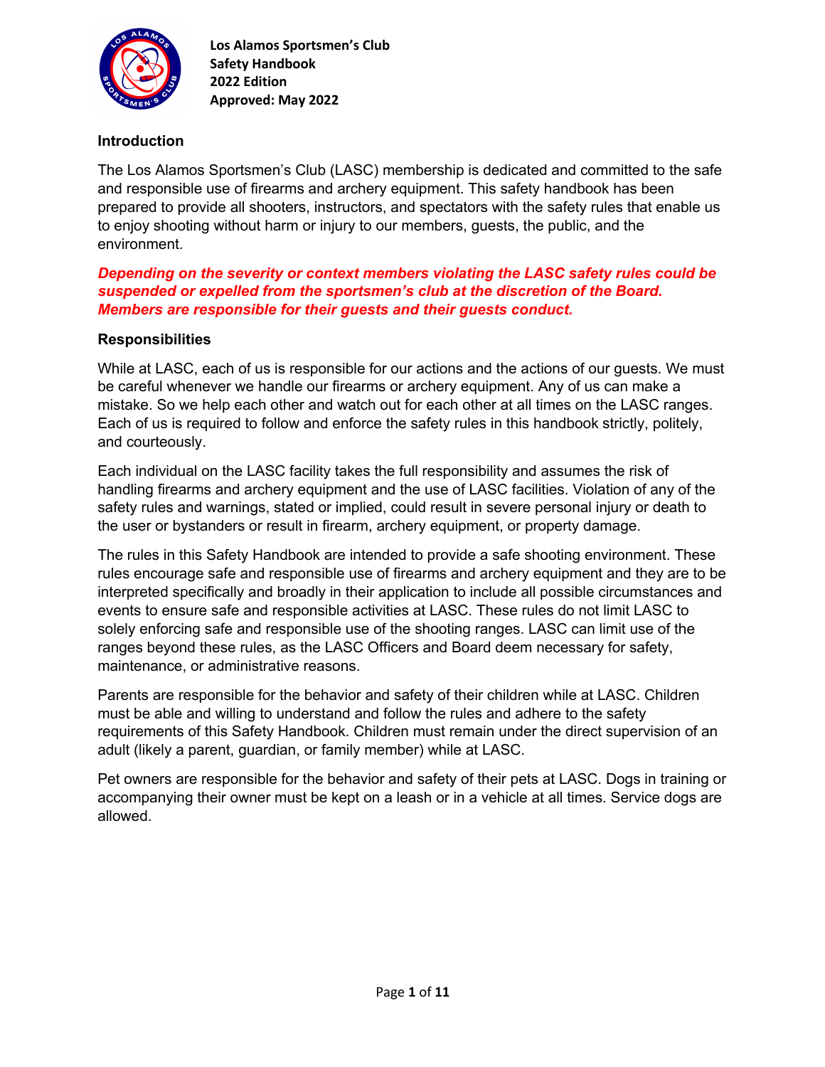**Los Alamos Sportsmen's Club**
**Safety Handbook**
**2022 Edition**
**Approved: May 2022**

## Introduction

The Los Alamos Sportsmen's Club (LASC) membership is dedicated and committed to the safe and responsible use of firearms and archery equipment. This safety handbook has been prepared to provide all shooters, instructors, and spectators with the safety rules that enable us to enjoy shooting without harm or injury to our members, guests, the public, and the environment.

***Depending on the severity or context members violating the LASC safety rules could be suspended or expelled from the sportsmen's club at the discretion of the Board. Members are responsible for their guests and their guests conduct.***

## Responsibilities

While at LASC, each of us is responsible for our actions and the actions of our guests. We must be careful whenever we handle our firearms or archery equipment. Any of us can make a mistake. So we help each other and watch out for each other at all times on the LASC ranges. Each of us is required to follow and enforce the safety rules in this handbook strictly, politely, and courteously.

Each individual on the LASC facility takes the full responsibility and assumes the risk of handling firearms and archery equipment and the use of LASC facilities. Violation of any of the safety rules and warnings, stated or implied, could result in severe personal injury or death to the user or bystanders or result in firearm, archery equipment, or property damage.

The rules in this Safety Handbook are intended to provide a safe shooting environment. These rules encourage safe and responsible use of firearms and archery equipment and they are to be interpreted specifically and broadly in their application to include all possible circumstances and events to ensure safe and responsible activities at LASC. These rules do not limit LASC to solely enforcing safe and responsible use of the shooting ranges. LASC can limit use of the ranges beyond these rules, as the LASC Officers and Board deem necessary for safety, maintenance, or administrative reasons.

Parents are responsible for the behavior and safety of their children while at LASC. Children must be able and willing to understand and follow the rules and adhere to the safety requirements of this Safety Handbook. Children must remain under the direct supervision of an adult (likely a parent, guardian, or family member) while at LASC.

Pet owners are responsible for the behavior and safety of their pets at LASC. Dogs in training or accompanying their owner must be kept on a leash or in a vehicle at all times. Service dogs are allowed.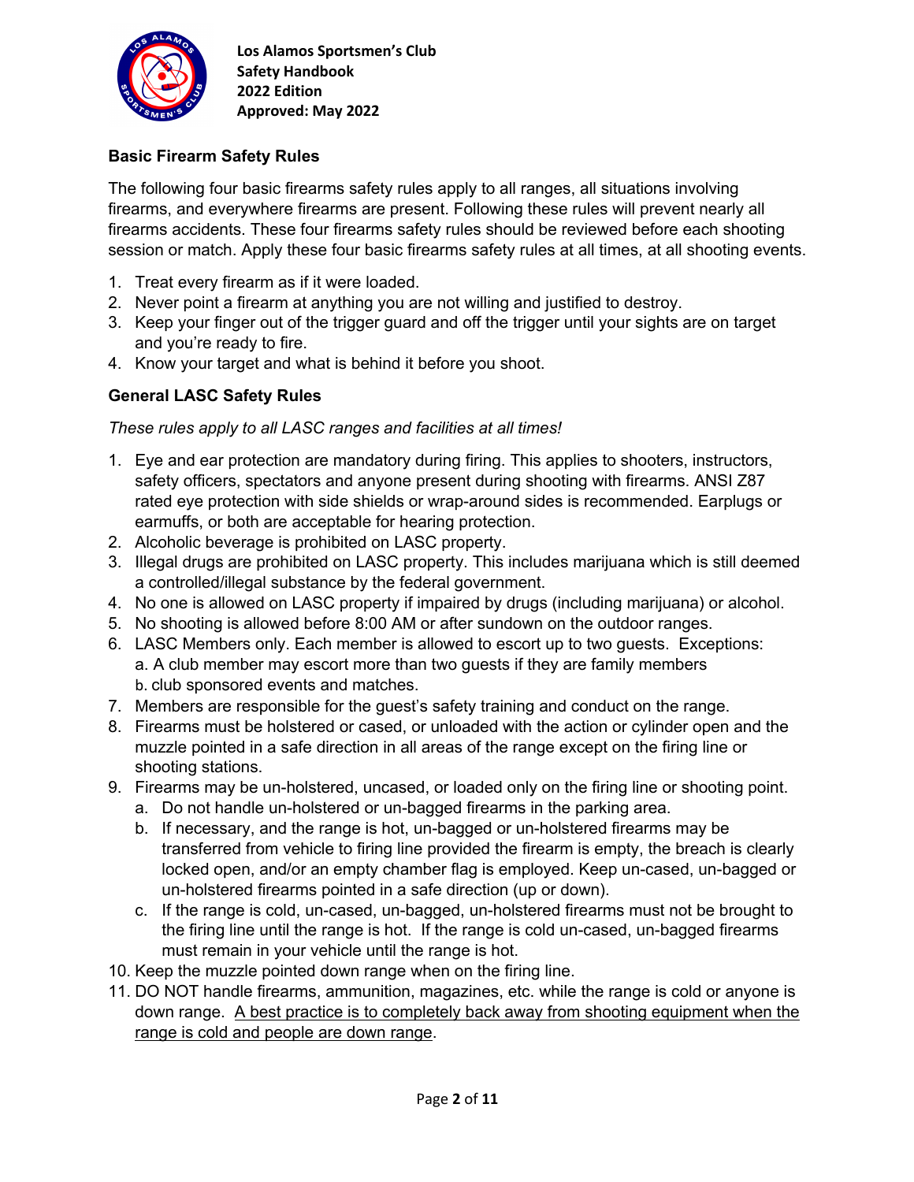## Basic Firearm Safety Rules

The following four basic firearms safety rules apply to all ranges, all situations involving firearms, and everywhere firearms are present. Following these rules will prevent nearly all firearms accidents. These four firearms safety rules should be reviewed before each shooting session or match. Apply these four basic firearms safety rules at all times, at all shooting events.

1. Treat every firearm as if it were loaded.
2. Never point a firearm at anything you are not willing and justified to destroy.
3. Keep your finger out of the trigger guard and off the trigger until your sights are on target and you're ready to fire.
4. Know your target and what is behind it before you shoot.

## General LASC Safety Rules

*These rules apply to all LASC ranges and facilities at all times!*

1. Eye and ear protection are mandatory during firing. This applies to shooters, instructors, safety officers, spectators and anyone present during shooting with firearms. ANSI Z87 rated eye protection with side shields or wrap-around sides is recommended. Earplugs or earmuffs, or both are acceptable for hearing protection.
2. Alcoholic beverage is prohibited on LASC property.
3. Illegal drugs are prohibited on LASC property. This includes marijuana which is still deemed a controlled/illegal substance by the federal government.
4. No one is allowed on LASC property if impaired by drugs (including marijuana) or alcohol.
5. No shooting is allowed before 8:00 AM or after sundown on the outdoor ranges.
6. LASC Members only. Each member is allowed to escort up to two guests. Exceptions:
   a. A club member may escort more than two guests if they are family members
   b. club sponsored events and matches.
7. Members are responsible for the guest's safety training and conduct on the range.
8. Firearms must be holstered or cased, or unloaded with the action or cylinder open and the muzzle pointed in a safe direction in all areas of the range except on the firing line or shooting stations.
9. Firearms may be un-holstered, uncased, or loaded only on the firing line or shooting point.
   a. Do not handle un-holstered or un-bagged firearms in the parking area.
   b. If necessary, and the range is hot, un-bagged or un-holstered firearms may be transferred from vehicle to firing line provided the firearm is empty, the breach is clearly locked open, and/or an empty chamber flag is employed. Keep un-cased, un-bagged or un-holstered firearms pointed in a safe direction (up or down).
   c. If the range is cold, un-cased, un-bagged, un-holstered firearms must not be brought to the firing line until the range is hot. If the range is cold un-cased, un-bagged firearms must remain in your vehicle until the range is hot.
10. Keep the muzzle pointed down range when on the firing line.
11. DO NOT handle firearms, ammunition, magazines, etc. while the range is cold or anyone is down range. <u>A best practice is to completely back away from shooting equipment when the range is cold and people are down range</u>.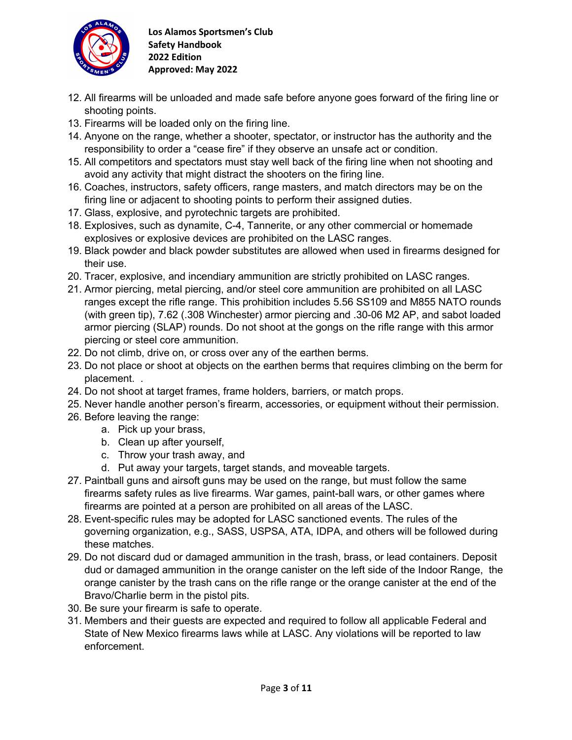12. All firearms will be unloaded and made safe before anyone goes forward of the firing line or shooting points.
13. Firearms will be loaded only on the firing line.
14. Anyone on the range, whether a shooter, spectator, or instructor has the authority and the responsibility to order a "cease fire" if they observe an unsafe act or condition.
15. All competitors and spectators must stay well back of the firing line when not shooting and avoid any activity that might distract the shooters on the firing line.
16. Coaches, instructors, safety officers, range masters, and match directors may be on the firing line or adjacent to shooting points to perform their assigned duties.
17. Glass, explosive, and pyrotechnic targets are prohibited.
18. Explosives, such as dynamite, C-4, Tannerite, or any other commercial or homemade explosives or explosive devices are prohibited on the LASC ranges.
19. Black powder and black powder substitutes are allowed when used in firearms designed for their use.
20. Tracer, explosive, and incendiary ammunition are strictly prohibited on LASC ranges.
21. Armor piercing, metal piercing, and/or steel core ammunition are prohibited on all LASC ranges except the rifle range. This prohibition includes 5.56 SS109 and M855 NATO rounds (with green tip), 7.62 (.308 Winchester) armor piercing and .30-06 M2 AP, and sabot loaded armor piercing (SLAP) rounds. Do not shoot at the gongs on the rifle range with this armor piercing or steel core ammunition.
22. Do not climb, drive on, or cross over any of the earthen berms.
23. Do not place or shoot at objects on the earthen berms that requires climbing on the berm for placement. .
24. Do not shoot at target frames, frame holders, barriers, or match props.
25. Never handle another person's firearm, accessories, or equipment without their permission.
26. Before leaving the range:
    a. Pick up your brass,
    b. Clean up after yourself,
    c. Throw your trash away, and
    d. Put away your targets, target stands, and moveable targets.
27. Paintball guns and airsoft guns may be used on the range, but must follow the same firearms safety rules as live firearms. War games, paint-ball wars, or other games where firearms are pointed at a person are prohibited on all areas of the LASC.
28. Event-specific rules may be adopted for LASC sanctioned events. The rules of the governing organization, e.g., SASS, USPSA, ATA, IDPA, and others will be followed during these matches.
29. Do not discard dud or damaged ammunition in the trash, brass, or lead containers. Deposit dud or damaged ammunition in the orange canister on the left side of the Indoor Range, the orange canister by the trash cans on the rifle range or the orange canister at the end of the Bravo/Charlie berm in the pistol pits.
30. Be sure your firearm is safe to operate.
31. Members and their guests are expected and required to follow all applicable Federal and State of New Mexico firearms laws while at LASC. Any violations will be reported to law enforcement.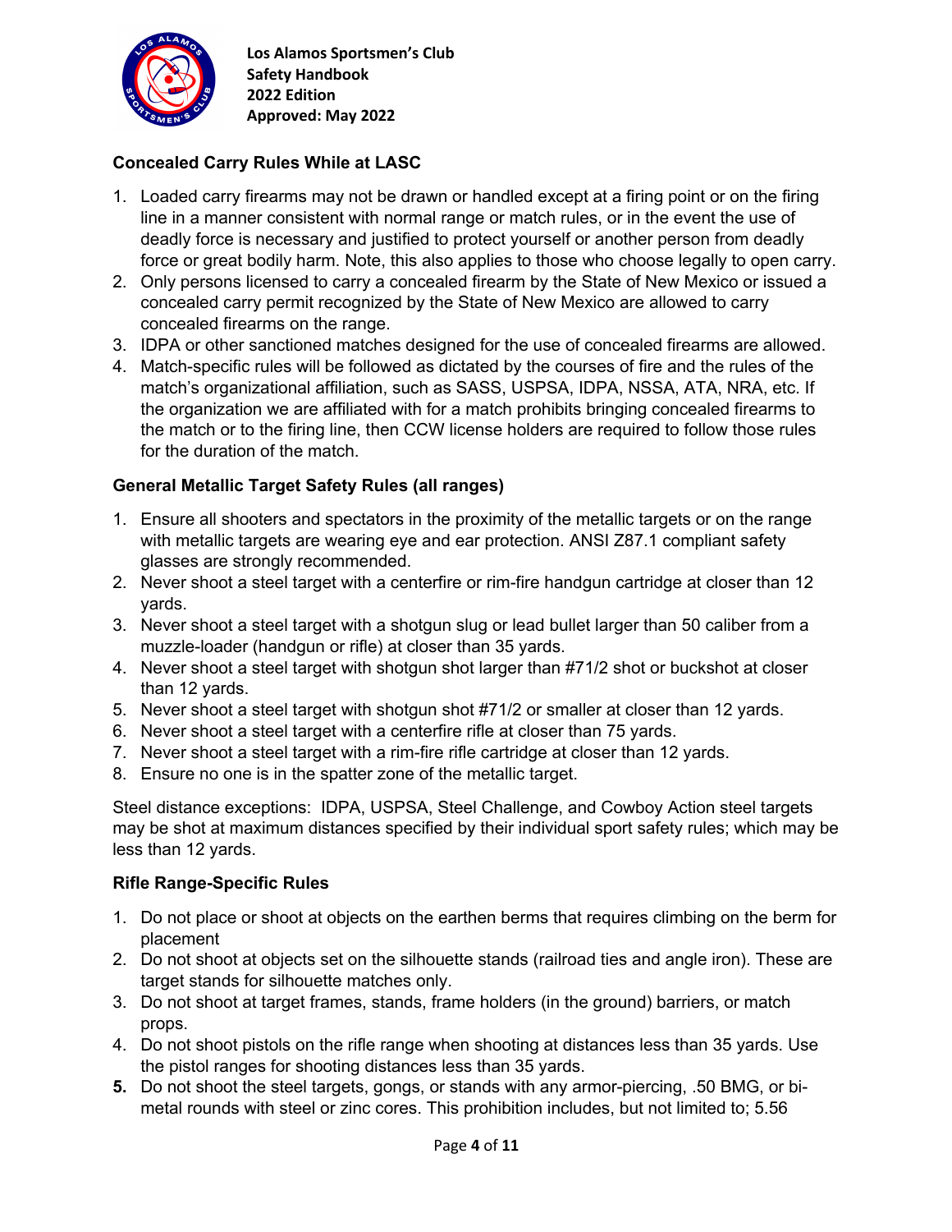### Concealed Carry Rules While at LASC

1. Loaded carry firearms may not be drawn or handled except at a firing point or on the firing line in a manner consistent with normal range or match rules, or in the event the use of deadly force is necessary and justified to protect yourself or another person from deadly force or great bodily harm. Note, this also applies to those who choose legally to open carry.
2. Only persons licensed to carry a concealed firearm by the State of New Mexico or issued a concealed carry permit recognized by the State of New Mexico are allowed to carry concealed firearms on the range.
3. IDPA or other sanctioned matches designed for the use of concealed firearms are allowed.
4. Match-specific rules will be followed as dictated by the courses of fire and the rules of the match's organizational affiliation, such as SASS, USPSA, IDPA, NSSA, ATA, NRA, etc. If the organization we are affiliated with for a match prohibits bringing concealed firearms to the match or to the firing line, then CCW license holders are required to follow those rules for the duration of the match.

### General Metallic Target Safety Rules (all ranges)

1. Ensure all shooters and spectators in the proximity of the metallic targets or on the range with metallic targets are wearing eye and ear protection. ANSI Z87.1 compliant safety glasses are strongly recommended.
2. Never shoot a steel target with a centerfire or rim-fire handgun cartridge at closer than 12 yards.
3. Never shoot a steel target with a shotgun slug or lead bullet larger than 50 caliber from a muzzle-loader (handgun or rifle) at closer than 35 yards.
4. Never shoot a steel target with shotgun shot larger than #71/2 shot or buckshot at closer than 12 yards.
5. Never shoot a steel target with shotgun shot #71/2 or smaller at closer than 12 yards.
6. Never shoot a steel target with a centerfire rifle at closer than 75 yards.
7. Never shoot a steel target with a rim-fire rifle cartridge at closer than 12 yards.
8. Ensure no one is in the spatter zone of the metallic target.

Steel distance exceptions: IDPA, USPSA, Steel Challenge, and Cowboy Action steel targets may be shot at maximum distances specified by their individual sport safety rules; which may be less than 12 yards.

### Rifle Range-Specific Rules

1. Do not place or shoot at objects on the earthen berms that requires climbing on the berm for placement
2. Do not shoot at objects set on the silhouette stands (railroad ties and angle iron). These are target stands for silhouette matches only.
3. Do not shoot at target frames, stands, frame holders (in the ground) barriers, or match props.
4. Do not shoot pistols on the rifle range when shooting at distances less than 35 yards. Use the pistol ranges for shooting distances less than 35 yards.
5. Do not shoot the steel targets, gongs, or stands with any armor-piercing, .50 BMG, or bi-metal rounds with steel or zinc cores. This prohibition includes, but not limited to; 5.56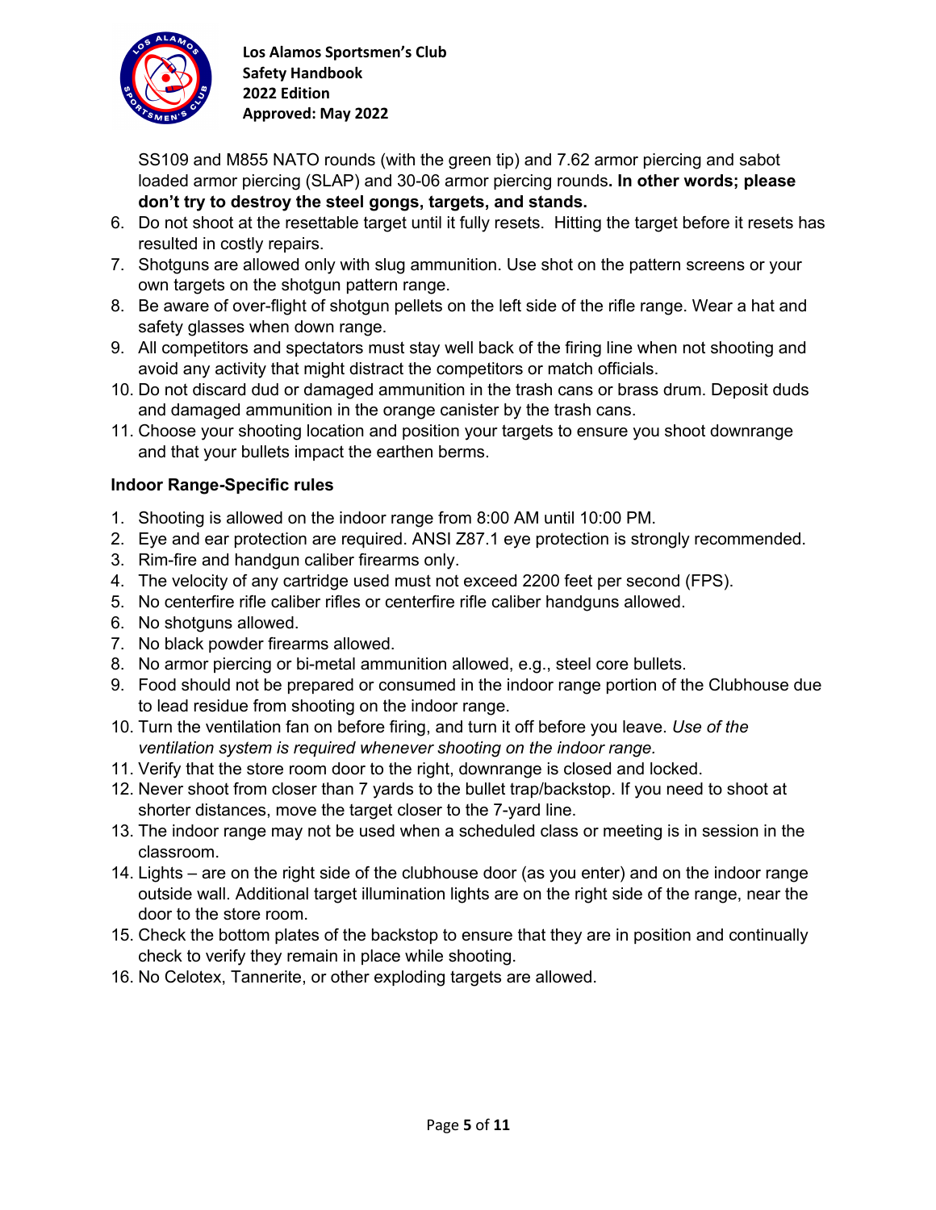SS109 and M855 NATO rounds (with the green tip) and 7.62 armor piercing and sabot loaded armor piercing (SLAP) and 30-06 armor piercing rounds**. In other words; please don't try to destroy the steel gongs, targets, and stands.**

6. Do not shoot at the resettable target until it fully resets. Hitting the target before it resets has resulted in costly repairs.
7. Shotguns are allowed only with slug ammunition. Use shot on the pattern screens or your own targets on the shotgun pattern range.
8. Be aware of over-flight of shotgun pellets on the left side of the rifle range. Wear a hat and safety glasses when down range.
9. All competitors and spectators must stay well back of the firing line when not shooting and avoid any activity that might distract the competitors or match officials.
10. Do not discard dud or damaged ammunition in the trash cans or brass drum. Deposit duds and damaged ammunition in the orange canister by the trash cans.
11. Choose your shooting location and position your targets to ensure you shoot downrange and that your bullets impact the earthen berms.

### Indoor Range-Specific rules

1. Shooting is allowed on the indoor range from 8:00 AM until 10:00 PM.
2. Eye and ear protection are required. ANSI Z87.1 eye protection is strongly recommended.
3. Rim-fire and handgun caliber firearms only.
4. The velocity of any cartridge used must not exceed 2200 feet per second (FPS).
5. No centerfire rifle caliber rifles or centerfire rifle caliber handguns allowed.
6. No shotguns allowed.
7. No black powder firearms allowed.
8. No armor piercing or bi-metal ammunition allowed, e.g., steel core bullets.
9. Food should not be prepared or consumed in the indoor range portion of the Clubhouse due to lead residue from shooting on the indoor range.
10. Turn the ventilation fan on before firing, and turn it off before you leave. *Use of the ventilation system is required whenever shooting on the indoor range.*
11. Verify that the store room door to the right, downrange is closed and locked.
12. Never shoot from closer than 7 yards to the bullet trap/backstop. If you need to shoot at shorter distances, move the target closer to the 7-yard line.
13. The indoor range may not be used when a scheduled class or meeting is in session in the classroom.
14. Lights – are on the right side of the clubhouse door (as you enter) and on the indoor range outside wall. Additional target illumination lights are on the right side of the range, near the door to the store room.
15. Check the bottom plates of the backstop to ensure that they are in position and continually check to verify they remain in place while shooting.
16. No Celotex, Tannerite, or other exploding targets are allowed.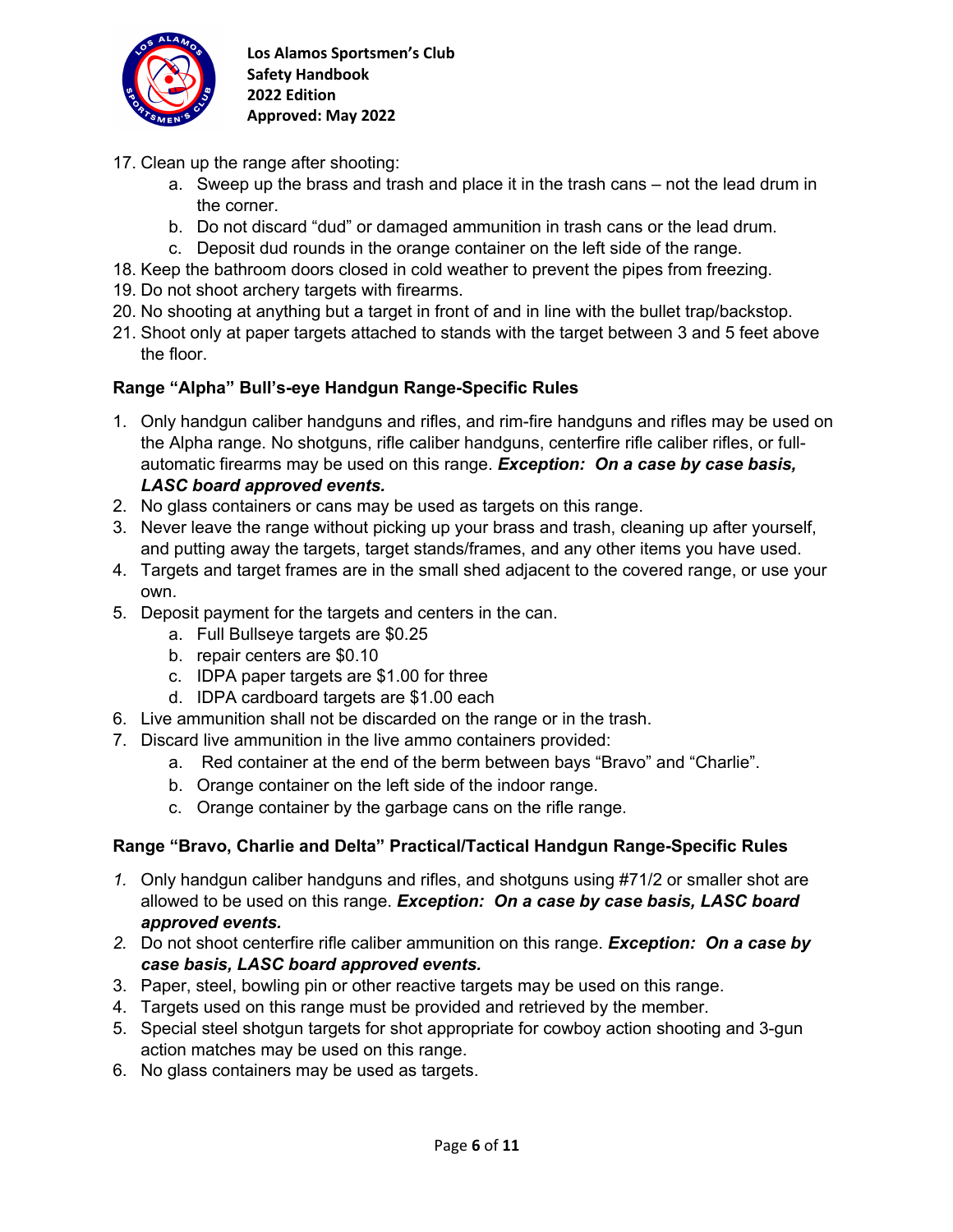17. Clean up the range after shooting:
    a. Sweep up the brass and trash and place it in the trash cans – not the lead drum in the corner.
    b. Do not discard "dud" or damaged ammunition in trash cans or the lead drum.
    c. Deposit dud rounds in the orange container on the left side of the range.
18. Keep the bathroom doors closed in cold weather to prevent the pipes from freezing.
19. Do not shoot archery targets with firearms.
20. No shooting at anything but a target in front of and in line with the bullet trap/backstop.
21. Shoot only at paper targets attached to stands with the target between 3 and 5 feet above the floor.

### Range "Alpha" Bull's-eye Handgun Range-Specific Rules

1. Only handgun caliber handguns and rifles, and rim-fire handguns and rifles may be used on the Alpha range. No shotguns, rifle caliber handguns, centerfire rifle caliber rifles, or full-automatic firearms may be used on this range. ***Exception: On a case by case basis, LASC board approved events.***
2. No glass containers or cans may be used as targets on this range.
3. Never leave the range without picking up your brass and trash, cleaning up after yourself, and putting away the targets, target stands/frames, and any other items you have used.
4. Targets and target frames are in the small shed adjacent to the covered range, or use your own.
5. Deposit payment for the targets and centers in the can.
    a. Full Bullseye targets are $0.25
    b. repair centers are $0.10
    c. IDPA paper targets are $1.00 for three
    d. IDPA cardboard targets are $1.00 each
6. Live ammunition shall not be discarded on the range or in the trash.
7. Discard live ammunition in the live ammo containers provided:
    a. Red container at the end of the berm between bays "Bravo" and "Charlie".
    b. Orange container on the left side of the indoor range.
    c. Orange container by the garbage cans on the rifle range.

### Range "Bravo, Charlie and Delta" Practical/Tactical Handgun Range-Specific Rules

1. Only handgun caliber handguns and rifles, and shotguns using #71/2 or smaller shot are allowed to be used on this range. ***Exception: On a case by case basis, LASC board approved events.***
2. Do not shoot centerfire rifle caliber ammunition on this range. ***Exception: On a case by case basis, LASC board approved events.***
3. Paper, steel, bowling pin or other reactive targets may be used on this range.
4. Targets used on this range must be provided and retrieved by the member.
5. Special steel shotgun targets for shot appropriate for cowboy action shooting and 3-gun action matches may be used on this range.
6. No glass containers may be used as targets.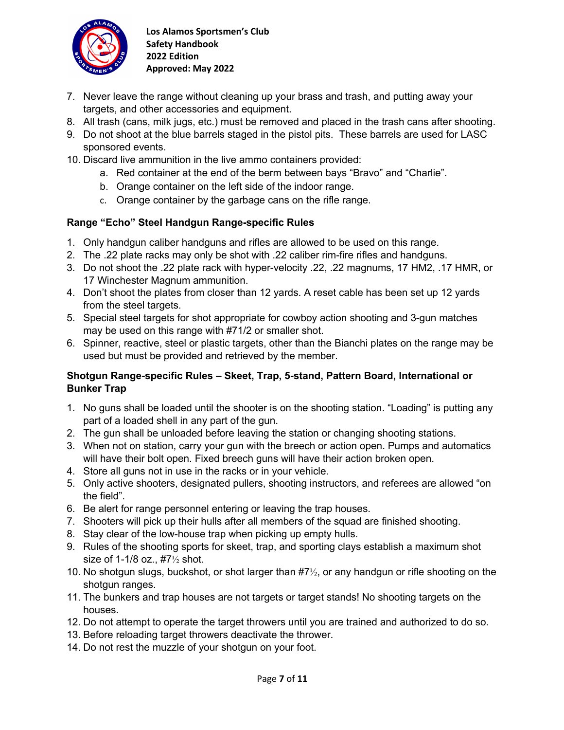7. Never leave the range without cleaning up your brass and trash, and putting away your targets, and other accessories and equipment.
8. All trash (cans, milk jugs, etc.) must be removed and placed in the trash cans after shooting.
9. Do not shoot at the blue barrels staged in the pistol pits. These barrels are used for LASC sponsored events.
10. Discard live ammunition in the live ammo containers provided:
    a. Red container at the end of the berm between bays “Bravo” and “Charlie”.
    b. Orange container on the left side of the indoor range.
    c. Orange container by the garbage cans on the rifle range.

**Range “Echo” Steel Handgun Range-specific Rules**

1. Only handgun caliber handguns and rifles are allowed to be used on this range.
2. The .22 plate racks may only be shot with .22 caliber rim-fire rifles and handguns.
3. Do not shoot the .22 plate rack with hyper-velocity .22, .22 magnums, 17 HM2, .17 HMR, or 17 Winchester Magnum ammunition.
4. Don’t shoot the plates from closer than 12 yards. A reset cable has been set up 12 yards from the steel targets.
5. Special steel targets for shot appropriate for cowboy action shooting and 3-gun matches may be used on this range with #71/2 or smaller shot.
6. Spinner, reactive, steel or plastic targets, other than the Bianchi plates on the range may be used but must be provided and retrieved by the member.

**Shotgun Range-specific Rules – Skeet, Trap, 5-stand, Pattern Board, International or Bunker Trap**

1. No guns shall be loaded until the shooter is on the shooting station. “Loading” is putting any part of a loaded shell in any part of the gun.
2. The gun shall be unloaded before leaving the station or changing shooting stations.
3. When not on station, carry your gun with the breech or action open. Pumps and automatics will have their bolt open. Fixed breech guns will have their action broken open.
4. Store all guns not in use in the racks or in your vehicle.
5. Only active shooters, designated pullers, shooting instructors, and referees are allowed “on the field”.
6. Be alert for range personnel entering or leaving the trap houses.
7. Shooters will pick up their hulls after all members of the squad are finished shooting.
8. Stay clear of the low-house trap when picking up empty hulls.
9. Rules of the shooting sports for skeet, trap, and sporting clays establish a maximum shot size of 1-1/8 oz., #7½ shot.
10. No shotgun slugs, buckshot, or shot larger than #7½, or any handgun or rifle shooting on the shotgun ranges.
11. The bunkers and trap houses are not targets or target stands! No shooting targets on the houses.
12. Do not attempt to operate the target throwers until you are trained and authorized to do so.
13. Before reloading target throwers deactivate the thrower.
14. Do not rest the muzzle of your shotgun on your foot.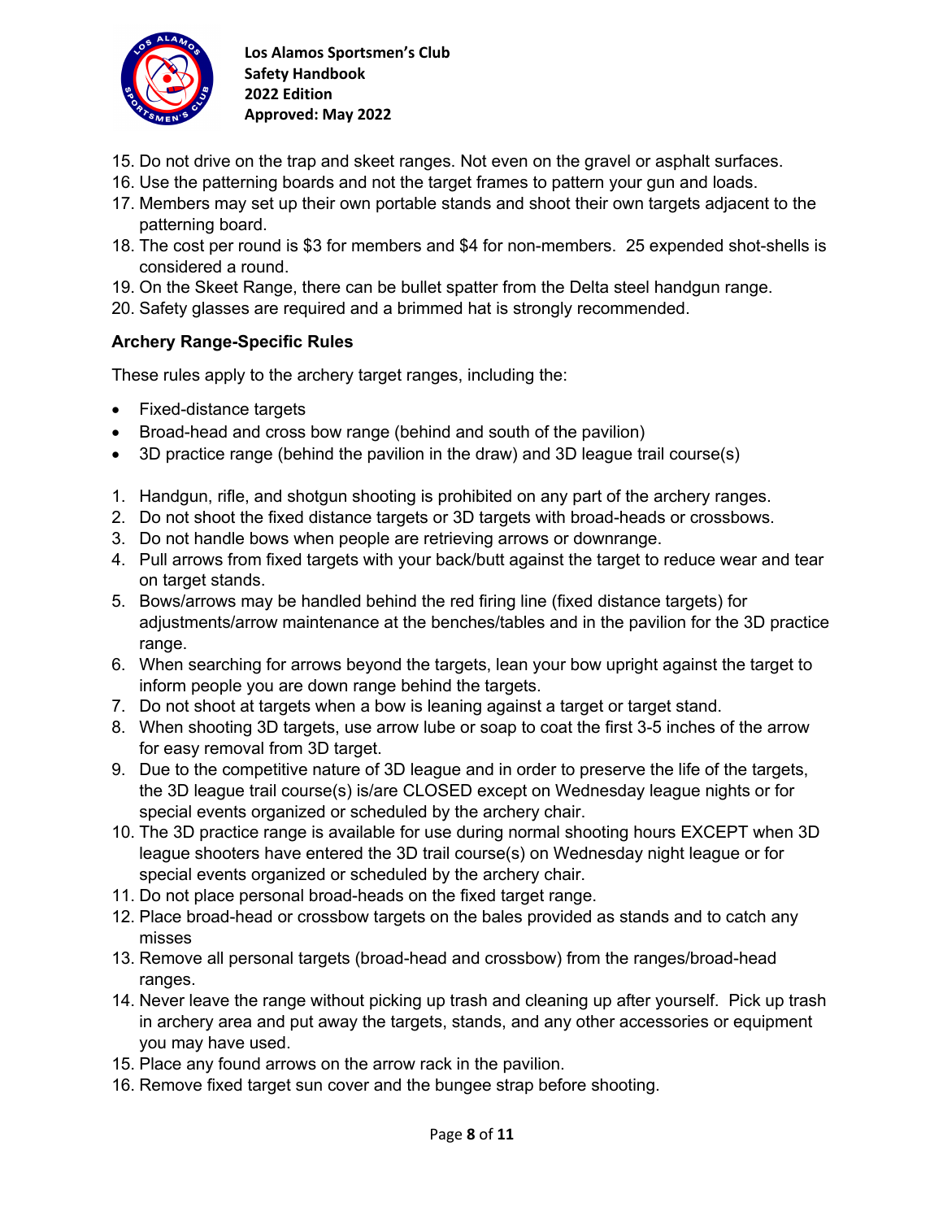15. Do not drive on the trap and skeet ranges. Not even on the gravel or asphalt surfaces.
16. Use the patterning boards and not the target frames to pattern your gun and loads.
17. Members may set up their own portable stands and shoot their own targets adjacent to the patterning board.
18. The cost per round is $3 for members and $4 for non-members. 25 expended shot-shells is considered a round.
19. On the Skeet Range, there can be bullet spatter from the Delta steel handgun range.
20. Safety glasses are required and a brimmed hat is strongly recommended.

### Archery Range-Specific Rules

These rules apply to the archery target ranges, including the:

- Fixed-distance targets
- Broad-head and cross bow range (behind and south of the pavilion)
- 3D practice range (behind the pavilion in the draw) and 3D league trail course(s)

1. Handgun, rifle, and shotgun shooting is prohibited on any part of the archery ranges.
2. Do not shoot the fixed distance targets or 3D targets with broad-heads or crossbows.
3. Do not handle bows when people are retrieving arrows or downrange.
4. Pull arrows from fixed targets with your back/butt against the target to reduce wear and tear on target stands.
5. Bows/arrows may be handled behind the red firing line (fixed distance targets) for adjustments/arrow maintenance at the benches/tables and in the pavilion for the 3D practice range.
6. When searching for arrows beyond the targets, lean your bow upright against the target to inform people you are down range behind the targets.
7. Do not shoot at targets when a bow is leaning against a target or target stand.
8. When shooting 3D targets, use arrow lube or soap to coat the first 3-5 inches of the arrow for easy removal from 3D target.
9. Due to the competitive nature of 3D league and in order to preserve the life of the targets, the 3D league trail course(s) is/are CLOSED except on Wednesday league nights or for special events organized or scheduled by the archery chair.
10. The 3D practice range is available for use during normal shooting hours EXCEPT when 3D league shooters have entered the 3D trail course(s) on Wednesday night league or for special events organized or scheduled by the archery chair.
11. Do not place personal broad-heads on the fixed target range.
12. Place broad-head or crossbow targets on the bales provided as stands and to catch any misses
13. Remove all personal targets (broad-head and crossbow) from the ranges/broad-head ranges.
14. Never leave the range without picking up trash and cleaning up after yourself. Pick up trash in archery area and put away the targets, stands, and any other accessories or equipment you may have used.
15. Place any found arrows on the arrow rack in the pavilion.
16. Remove fixed target sun cover and the bungee strap before shooting.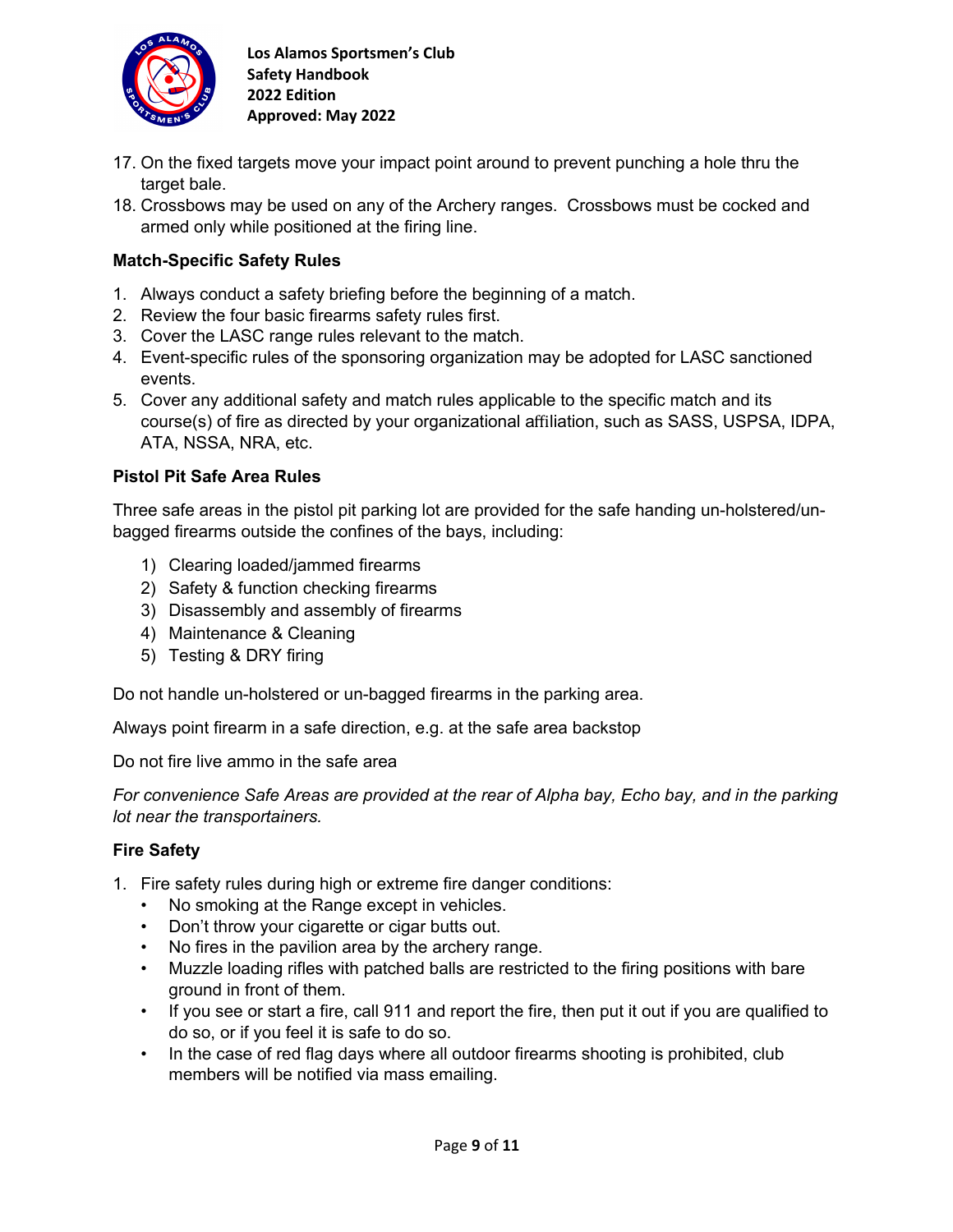17. On the fixed targets move your impact point around to prevent punching a hole thru the target bale.
18. Crossbows may be used on any of the Archery ranges. Crossbows must be cocked and armed only while positioned at the firing line.

**Match-Specific Safety Rules**

1. Always conduct a safety briefing before the beginning of a match.
2. Review the four basic firearms safety rules first.
3. Cover the LASC range rules relevant to the match.
4. Event-specific rules of the sponsoring organization may be adopted for LASC sanctioned events.
5. Cover any additional safety and match rules applicable to the specific match and its course(s) of fire as directed by your organizational affiliation, such as SASS, USPSA, IDPA, ATA, NSSA, NRA, etc.

**Pistol Pit Safe Area Rules**

Three safe areas in the pistol pit parking lot are provided for the safe handing un-holstered/un-bagged firearms outside the confines of the bays, including:

1) Clearing loaded/jammed firearms
2) Safety & function checking firearms
3) Disassembly and assembly of firearms
4) Maintenance & Cleaning
5) Testing & DRY firing

Do not handle un-holstered or un-bagged firearms in the parking area.

Always point firearm in a safe direction, e.g. at the safe area backstop

Do not fire live ammo in the safe area

*For convenience Safe Areas are provided at the rear of Alpha bay, Echo bay, and in the parking lot near the transportainers.*

**Fire Safety**

1. Fire safety rules during high or extreme fire danger conditions:
   - No smoking at the Range except in vehicles.
   - Don't throw your cigarette or cigar butts out.
   - No fires in the pavilion area by the archery range.
   - Muzzle loading rifles with patched balls are restricted to the firing positions with bare ground in front of them.
   - If you see or start a fire, call 911 and report the fire, then put it out if you are qualified to do so, or if you feel it is safe to do so.
   - In the case of red flag days where all outdoor firearms shooting is prohibited, club members will be notified via mass emailing.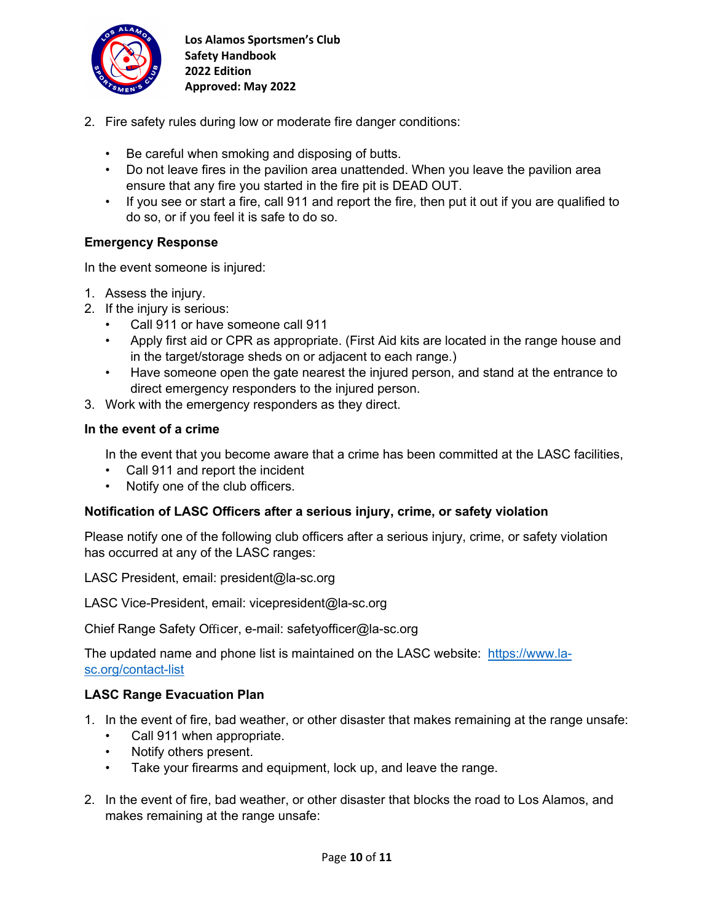2. Fire safety rules during low or moderate fire danger conditions:

   - Be careful when smoking and disposing of butts.
   - Do not leave fires in the pavilion area unattended. When you leave the pavilion area ensure that any fire you started in the fire pit is DEAD OUT.
   - If you see or start a fire, call 911 and report the fire, then put it out if you are qualified to do so, or if you feel it is safe to do so.

**Emergency Response**

In the event someone is injured:

1. Assess the injury.
2. If the injury is serious:
   - Call 911 or have someone call 911
   - Apply first aid or CPR as appropriate. (First Aid kits are located in the range house and in the target/storage sheds on or adjacent to each range.)
   - Have someone open the gate nearest the injured person, and stand at the entrance to direct emergency responders to the injured person.
3. Work with the emergency responders as they direct.

**In the event of a crime**

In the event that you become aware that a crime has been committed at the LASC facilities,

- Call 911 and report the incident
- Notify one of the club officers.

**Notification of LASC Officers after a serious injury, crime, or safety violation**

Please notify one of the following club officers after a serious injury, crime, or safety violation has occurred at any of the LASC ranges:

LASC President, email: president@la-sc.org

LASC Vice-President, email: vicepresident@la-sc.org

Chief Range Safety Officer, e-mail: safetyofficer@la-sc.org

The updated name and phone list is maintained on the LASC website: [https://www.la-sc.org/contact-list](https://www.la-sc.org/contact-list)

**LASC Range Evacuation Plan**

1. In the event of fire, bad weather, or other disaster that makes remaining at the range unsafe:
   - Call 911 when appropriate.
   - Notify others present.
   - Take your firearms and equipment, lock up, and leave the range.

2. In the event of fire, bad weather, or other disaster that blocks the road to Los Alamos, and makes remaining at the range unsafe: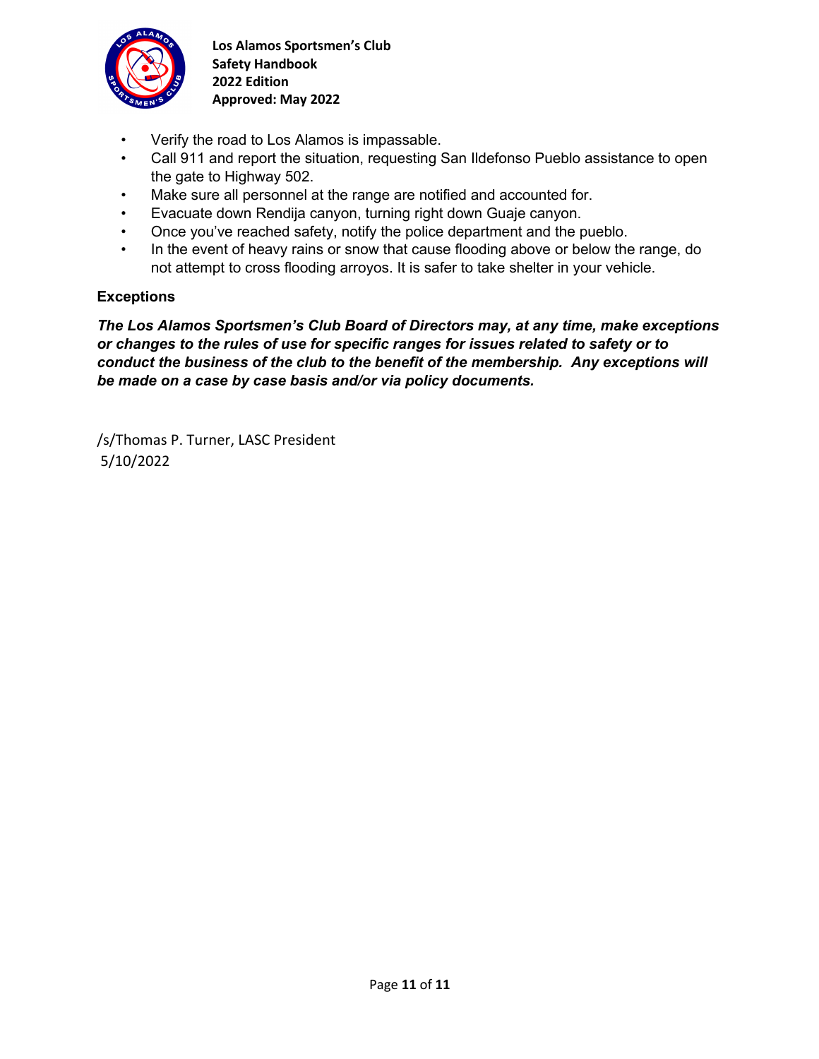- Verify the road to Los Alamos is impassable.
- Call 911 and report the situation, requesting San Ildefonso Pueblo assistance to open the gate to Highway 502.
- Make sure all personnel at the range are notified and accounted for.
- Evacuate down Rendija canyon, turning right down Guaje canyon.
- Once you've reached safety, notify the police department and the pueblo.
- In the event of heavy rains or snow that cause flooding above or below the range, do not attempt to cross flooding arroyos. It is safer to take shelter in your vehicle.

### Exceptions

***The Los Alamos Sportsmen's Club Board of Directors may, at any time, make exceptions or changes to the rules of use for specific ranges for issues related to safety or to conduct the business of the club to the benefit of the membership. Any exceptions will be made on a case by case basis and/or via policy documents.***

/s/Thomas P. Turner, LASC President
5/10/2022